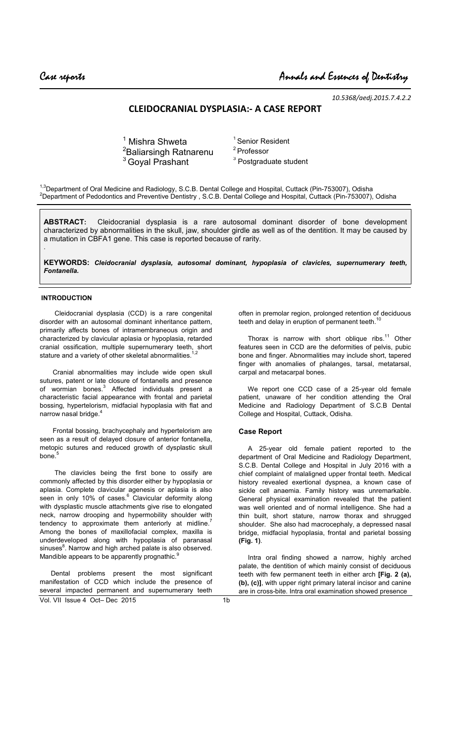*10.5368/aedj.2015.7.4.2.2*

# CLEIDOCRANIAL DYSPLASIA:- A CASE REPORT

[1] Mishra Shweta — [1] Senior Resident
[2] Baliarsingh Ratnarenu — [2] Professor
[3] Goyal Prashant — [3] Postgraduate student

[1,3] Department of Oral Medicine and Radiology, S.C.B. Dental College and Hospital, Cuttack (Pin-753007), Odisha
[2] Department of Pedodontics and Preventive Dentistry , S.C.B. Dental College and Hospital, Cuttack (Pin-753007), Odisha

**ABSTRACT:** Cleidocranial dysplasia is a rare autosomal dominant disorder of bone development characterized by abnormalities in the skull, jaw, shoulder girdle as well as of the dentition. It may be caused by a mutation in CBFA1 gene. This case is reported because of rarity.

**KEYWORDS:** ***Cleidocranial dysplasia, autosomal dominant, hypoplasia of clavicles, supernumerary teeth, Fontanella.***

## INTRODUCTION

Cleidocranial dysplasia (CCD) is a rare congenital disorder with an autosomal dominant inheritance pattern, primarily affects bones of intramembraneous origin and characterized by clavicular aplasia or hypoplasia, retarded cranial ossification, multiple supernumerary teeth, short stature and a variety of other skeletal abnormalities.[1,2]

Cranial abnormalities may include wide open skull sutures, patent or late closure of fontanells and presence of wormian bones.[3] Affected individuals present a characteristic facial appearance with frontal and parietal bossing, hypertelorism, midfacial hypoplasia with flat and narrow nasal bridge.[4]

Frontal bossing, brachycephaly and hypertelorism are seen as a result of delayed closure of anterior fontanella, metopic sutures and reduced growth of dysplastic skull bone.[5]

The clavicles being the first bone to ossify are commonly affected by this disorder either by hypoplasia or aplasia. Complete clavicular agenesis or aplasia is also seen in only 10% of cases.[6] Clavicular deformity along with dysplastic muscle attachments give rise to elongated neck, narrow drooping and hypermobility shoulder with tendency to approximate them anteriorly at midline.[7] Among the bones of maxillofacial complex, maxilla is underdeveloped along with hypoplasia of paranasal sinuses[8]. Narrow and high arched palate is also observed. Mandible appears to be apparently prognathic.[9]

Dental problems present the most significant manifestation of CCD which include the presence of several impacted permanent and supernumerary teeth often in premolar region, prolonged retention of deciduous teeth and delay in eruption of permanent teeth.[10]

Thorax is narrow with short oblique ribs.[11] Other features seen in CCD are the deformities of pelvis, pubic bone and finger. Abnormalities may include short, tapered finger with anomalies of phalanges, tarsal, metatarsal, carpal and metacarpal bones.

We report one CCD case of a 25-year old female patient, unaware of her condition attending the Oral Medicine and Radiology Department of S.C.B Dental College and Hospital, Cuttack, Odisha.

## Case Report

A 25-year old female patient reported to the department of Oral Medicine and Radiology Department, S.C.B. Dental College and Hospital in July 2016 with a chief complaint of malaligned upper frontal teeth. Medical history revealed exertional dyspnea, a known case of sickle cell anaemia. Family history was unremarkable. General physical examination revealed that the patient was well oriented and of normal intelligence. She had a thin built, short stature, narrow thorax and shrugged shoulder. She also had macrocephaly, a depressed nasal bridge, midfacial hypoplasia, frontal and parietal bossing **(Fig. 1)**.

Intra oral finding showed a narrow, highly arched palate, the dentition of which mainly consist of deciduous teeth with few permanent teeth in either arch **[Fig. 2 (a), (b), (c)]**, with upper right primary lateral incisor and canine are in cross-bite. Intra oral examination showed presence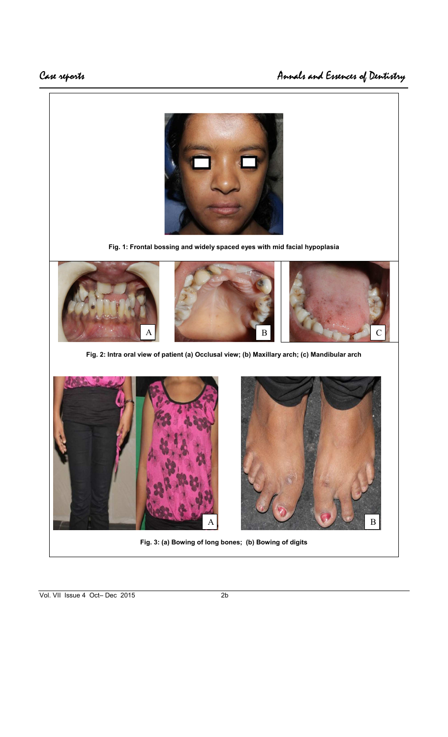Fig. 1: Frontal bossing and widely spaced eyes with mid facial hypoplasia

Fig. 2: Intra oral view of patient (a) Occlusal view; (b) Maxillary arch; (c) Mandibular arch

Fig. 3: (a) Bowing of long bones; (b) Bowing of digits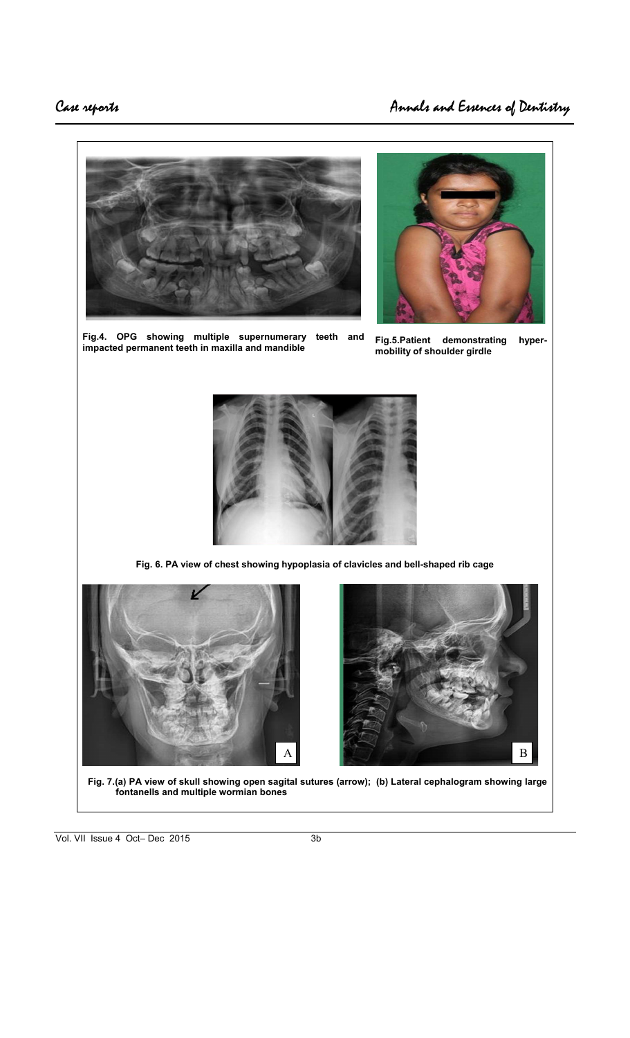**Fig.4. OPG showing multiple supernumerary teeth and impacted permanent teeth in maxilla and mandible**

**Fig.5.Patient demonstrating hyper-mobility of shoulder girdle**

**Fig. 6. PA view of chest showing hypoplasia of clavicles and bell-shaped rib cage**

**Fig. 7.(a) PA view of skull showing open sagital sutures (arrow); (b) Lateral cephalogram showing large fontanells and multiple wormian bones**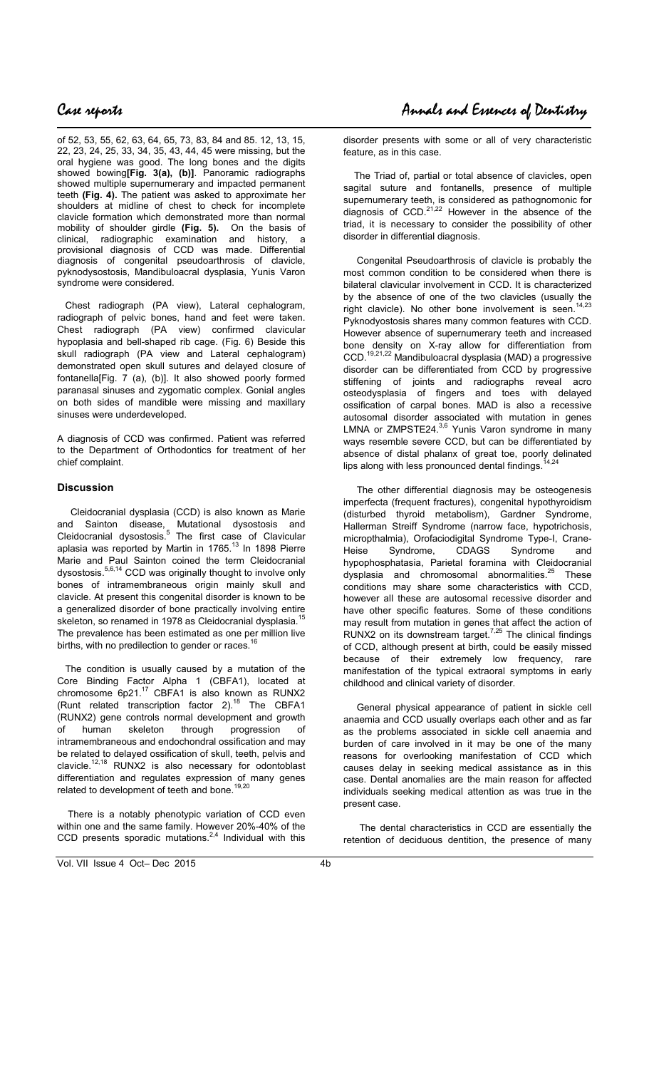of 52, 53, 55, 62, 63, 64, 65, 73, 83, 84 and 85. 12, 13, 15, 22, 23, 24, 25, 33, 34, 35, 43, 44, 45 were missing, but the oral hygiene was good. The long bones and the digits showed bowing**[Fig. 3(a), (b)]**. Panoramic radiographs showed multiple supernumerary and impacted permanent teeth **(Fig. 4).** The patient was asked to approximate her shoulders at midline of chest to check for incomplete clavicle formation which demonstrated more than normal mobility of shoulder girdle **(Fig. 5).** On the basis of clinical, radiographic examination and history, a provisional diagnosis of CCD was made. Differential diagnosis of congenital pseudoarthrosis of clavicle, pyknodysostosis, Mandibuloacral dysplasia, Yunis Varon syndrome were considered.

Chest radiograph (PA view), Lateral cephalogram, radiograph of pelvic bones, hand and feet were taken. Chest radiograph (PA view) confirmed clavicular hypoplasia and bell-shaped rib cage. (Fig. 6) Beside this skull radiograph (PA view and Lateral cephalogram) demonstrated open skull sutures and delayed closure of fontanella[Fig. 7 (a), (b)]. It also showed poorly formed paranasal sinuses and zygomatic complex. Gonial angles on both sides of mandible were missing and maxillary sinuses were underdeveloped.

A diagnosis of CCD was confirmed. Patient was referred to the Department of Orthodontics for treatment of her chief complaint.

## Discussion

Cleidocranial dysplasia (CCD) is also known as Marie and Sainton disease, Mutational dysostosis and Cleidocranial dysostosis.[5] The first case of Clavicular aplasia was reported by Martin in 1765.[13] In 1898 Pierre Marie and Paul Sainton coined the term Cleidocranial dysostosis.[5,6,14] CCD was originally thought to involve only bones of intramembraneous origin mainly skull and clavicle. At present this congenital disorder is known to be a generalized disorder of bone practically involving entire skeleton, so renamed in 1978 as Cleidocranial dysplasia.[15] The prevalence has been estimated as one per million live births, with no predilection to gender or races.[16]

The condition is usually caused by a mutation of the Core Binding Factor Alpha 1 (CBFA1), located at chromosome 6p21.[17] CBFA1 is also known as RUNX2 (Runt related transcription factor 2).[18] The CBFA1 (RUNX2) gene controls normal development and growth of human skeleton through progression of intramembraneous and endochondral ossification and may be related to delayed ossification of skull, teeth, pelvis and clavicle.[12,18] RUNX2 is also necessary for odontoblast differentiation and regulates expression of many genes related to development of teeth and bone.[19,20]

There is a notably phenotypic variation of CCD even within one and the same family. However 20%-40% of the CCD presents sporadic mutations.[2,4] Individual with this disorder presents with some or all of very characteristic feature, as in this case.

The Triad of, partial or total absence of clavicles, open sagital suture and fontanells, presence of multiple supernumerary teeth, is considered as pathognomonic for diagnosis of CCD.[21,22] However in the absence of the triad, it is necessary to consider the possibility of other disorder in differential diagnosis.

Congenital Pseudoarthrosis of clavicle is probably the most common condition to be considered when there is bilateral clavicular involvement in CCD. It is characterized by the absence of one of the two clavicles (usually the right clavicle). No other bone involvement is seen.[14,23] Pyknodyostosis shares many common features with CCD. However absence of supernumerary teeth and increased bone density on X-ray allow for differentiation from CCD.[19,21,22] Mandibuloacral dysplasia (MAD) a progressive disorder can be differentiated from CCD by progressive stiffening of joints and radiographs reveal acro osteodysplasia of fingers and toes with delayed ossification of carpal bones. MAD is also a recessive autosomal disorder associated with mutation in genes LMNA or ZMPSTE24.[3,6] Yunis Varon syndrome in many ways resemble severe CCD, but can be differentiated by absence of distal phalanx of great toe, poorly delinated lips along with less pronounced dental findings.[14,24]

The other differential diagnosis may be osteogenesis imperfecta (frequent fractures), congenital hypothyroidism (disturbed thyroid metabolism), Gardner Syndrome, Hallerman Streiff Syndrome (narrow face, hypotrichosis, micropthalmia), Orofaciodigital Syndrome Type-I, Crane-Heise Syndrome, CDAGS Syndrome and hypophosphatasia, Parietal foramina with Cleidocranial dysplasia and chromosomal abnormalities.[25] These conditions may share some characteristics with CCD, however all these are autosomal recessive disorder and have other specific features. Some of these conditions may result from mutation in genes that affect the action of RUNX2 on its downstream target.[7,25] The clinical findings of CCD, although present at birth, could be easily missed because of their extremely low frequency, rare manifestation of the typical extraoral symptoms in early childhood and clinical variety of disorder.

General physical appearance of patient in sickle cell anaemia and CCD usually overlaps each other and as far as the problems associated in sickle cell anaemia and burden of care involved in it may be one of the many reasons for overlooking manifestation of CCD which causes delay in seeking medical assistance as in this case. Dental anomalies are the main reason for affected individuals seeking medical attention as was true in the present case.

The dental characteristics in CCD are essentially the retention of deciduous dentition, the presence of many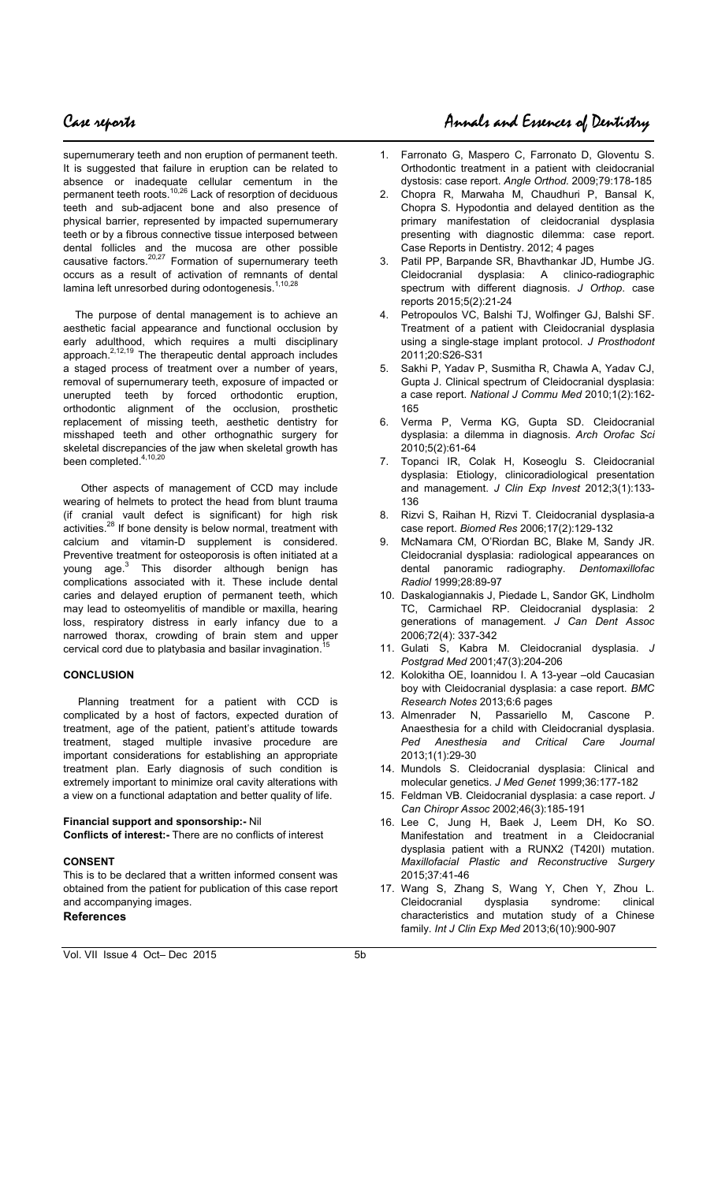supernumerary teeth and non eruption of permanent teeth. It is suggested that failure in eruption can be related to absence or inadequate cellular cementum in the permanent teeth roots.[10,26] Lack of resorption of deciduous teeth and sub-adjacent bone and also presence of physical barrier, represented by impacted supernumerary teeth or by a fibrous connective tissue interposed between dental follicles and the mucosa are other possible causative factors.[20,27] Formation of supernumerary teeth occurs as a result of activation of remnants of dental lamina left unresorbed during odontogenesis.[1,10,28]

The purpose of dental management is to achieve an aesthetic facial appearance and functional occlusion by early adulthood, which requires a multi disciplinary approach.[2,12,19] The therapeutic dental approach includes a staged process of treatment over a number of years, removal of supernumerary teeth, exposure of impacted or unerupted teeth by forced orthodontic eruption, orthodontic alignment of the occlusion, prosthetic replacement of missing teeth, aesthetic dentistry for misshaped teeth and other orthognathic surgery for skeletal discrepancies of the jaw when skeletal growth has been completed.[4,10,20]

Other aspects of management of CCD may include wearing of helmets to protect the head from blunt trauma (if cranial vault defect is significant) for high risk activities.[28] If bone density is below normal, treatment with calcium and vitamin-D supplement is considered. Preventive treatment for osteoporosis is often initiated at a young age.[3] This disorder although benign has complications associated with it. These include dental caries and delayed eruption of permanent teeth, which may lead to osteomyelitis of mandible or maxilla, hearing loss, respiratory distress in early infancy due to a narrowed thorax, crowding of brain stem and upper cervical cord due to platybasia and basilar invagination.[15]

## CONCLUSION

Planning treatment for a patient with CCD is complicated by a host of factors, expected duration of treatment, age of the patient, patient's attitude towards treatment, staged multiple invasive procedure are important considerations for establishing an appropriate treatment plan. Early diagnosis of such condition is extremely important to minimize oral cavity alterations with a view on a functional adaptation and better quality of life.

**Financial support and sponsorship:-** Nil

**Conflicts of interest:-** There are no conflicts of interest

## CONSENT

This is to be declared that a written informed consent was obtained from the patient for publication of this case report and accompanying images.

## References

1. Farronato G, Maspero C, Farronato D, Gloventu S. Orthodontic treatment in a patient with cleidocranial dystosis: case report. *Angle Orthod.* 2009;79:178-185
2. Chopra R, Marwaha M, Chaudhuri P, Bansal K, Chopra S. Hypodontia and delayed dentition as the primary manifestation of cleidocranial dysplasia presenting with diagnostic dilemma: case report. Case Reports in Dentistry. 2012; 4 pages
3. Patil PP, Barpande SR, Bhavthankar JD, Humbe JG. Cleidocranial dysplasia: A clinico-radiographic spectrum with different diagnosis. *J Orthop*. case reports 2015;5(2):21-24
4. Petropoulos VC, Balshi TJ, Wolfinger GJ, Balshi SF. Treatment of a patient with Cleidocranial dysplasia using a single-stage implant protocol. *J Prosthodont* 2011;20:S26-S31
5. Sakhi P, Yadav P, Susmitha R, Chawla A, Yadav CJ, Gupta J. Clinical spectrum of Cleidocranial dysplasia: a case report. *National J Commu Med* 2010;1(2):162-165
6. Verma P, Verma KG, Gupta SD. Cleidocranial dysplasia: a dilemma in diagnosis. *Arch Orofac Sci* 2010;5(2):61-64
7. Topanci IR, Colak H, Koseoglu S. Cleidocranial dysplasia: Etiology, clinicoradiological presentation and management. *J Clin Exp Invest* 2012;3(1):133-136
8. Rizvi S, Raihan H, Rizvi T. Cleidocranial dysplasia-a case report. *Biomed Res* 2006;17(2):129-132
9. McNamara CM, O'Riordan BC, Blake M, Sandy JR. Cleidocranial dysplasia: radiological appearances on dental panoramic radiography. *Dentomaxillofac Radiol* 1999;28:89-97
10. Daskalogiannakis J, Piedade L, Sandor GK, Lindholm TC, Carmichael RP. Cleidocranial dysplasia: 2 generations of management. *J Can Dent Assoc* 2006;72(4): 337-342
11. Gulati S, Kabra M. Cleidocranial dysplasia. *J Postgrad Med* 2001;47(3):204-206
12. Kolokitha OE, Ioannidou I. A 13-year –old Caucasian boy with Cleidocranial dysplasia: a case report. *BMC Research Notes* 2013;6:6 pages
13. Almenrader N, Passariello M, Cascone P. Anaesthesia for a child with Cleidocranial dysplasia. *Ped Anesthesia and Critical Care Journal* 2013;1(1):29-30
14. Mundols S. Cleidocranial dysplasia: Clinical and molecular genetics. *J Med Genet* 1999;36:177-182
15. Feldman VB. Cleidocranial dysplasia: a case report. *J Can Chiropr Assoc* 2002;46(3):185-191
16. Lee C, Jung H, Baek J, Leem DH, Ko SO. Manifestation and treatment in a Cleidocranial dysplasia patient with a RUNX2 (T420I) mutation. *Maxillofacial Plastic and Reconstructive Surgery* 2015;37:41-46
17. Wang S, Zhang S, Wang Y, Chen Y, Zhou L. Cleidocranial dysplasia syndrome: clinical characteristics and mutation study of a Chinese family. *Int J Clin Exp Med* 2013;6(10):900-907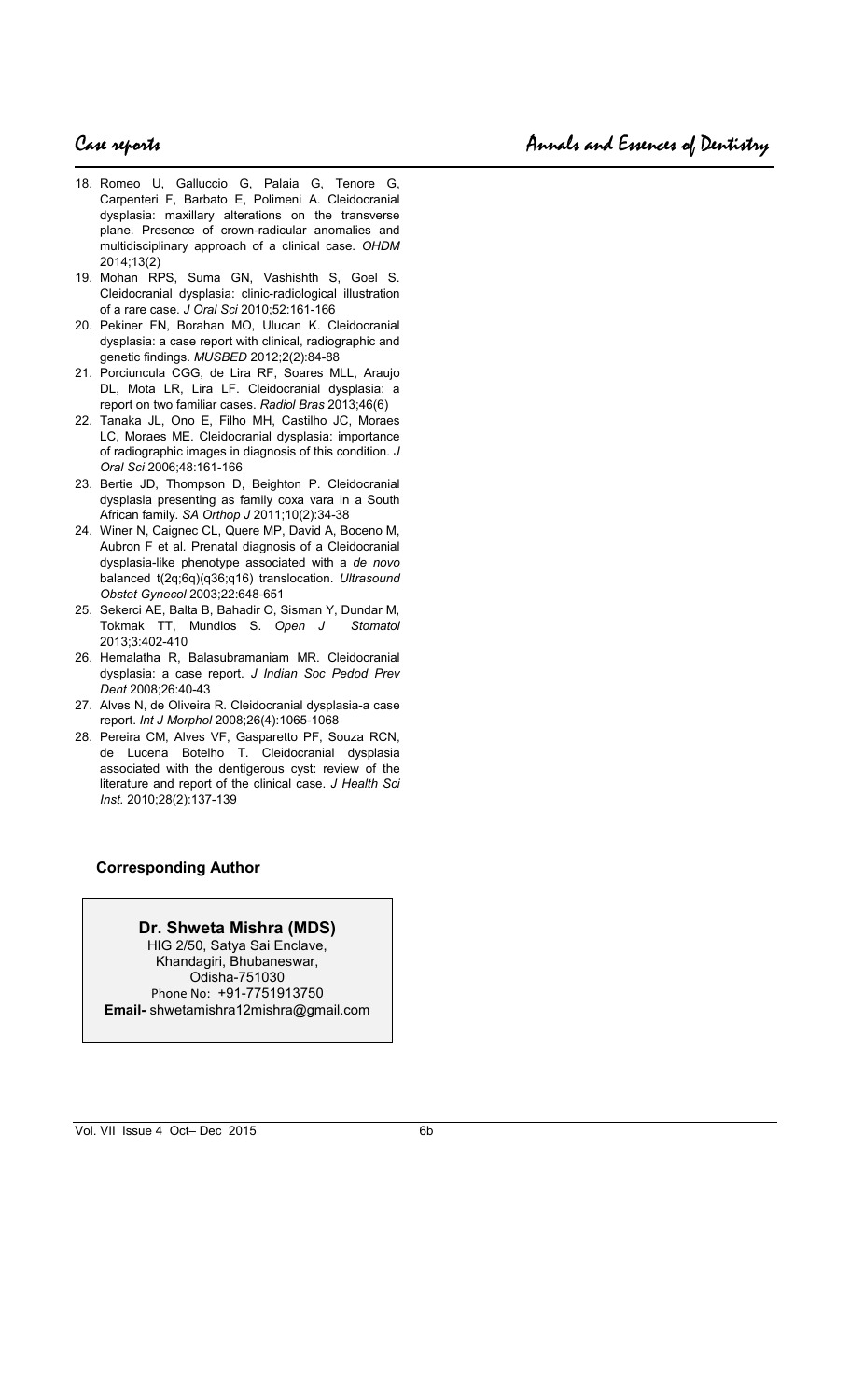18. Romeo U, Galluccio G, Palaia G, Tenore G, Carpenteri F, Barbato E, Polimeni A. Cleidocranial dysplasia: maxillary alterations on the transverse plane. Presence of crown-radicular anomalies and multidisciplinary approach of a clinical case. *OHDM* 2014;13(2)
19. Mohan RPS, Suma GN, Vashishth S, Goel S. Cleidocranial dysplasia: clinic-radiological illustration of a rare case. *J Oral Sci* 2010;52:161-166
20. Pekiner FN, Borahan MO, Ulucan K. Cleidocranial dysplasia: a case report with clinical, radiographic and genetic findings. *MUSBED* 2012;2(2):84-88
21. Porciuncula CGG, de Lira RF, Soares MLL, Araujo DL, Mota LR, Lira LF. Cleidocranial dysplasia: a report on two familiar cases. *Radiol Bras* 2013;46(6)
22. Tanaka JL, Ono E, Filho MH, Castilho JC, Moraes LC, Moraes ME. Cleidocranial dysplasia: importance of radiographic images in diagnosis of this condition. *J Oral Sci* 2006;48:161-166
23. Bertie JD, Thompson D, Beighton P. Cleidocranial dysplasia presenting as family coxa vara in a South African family. *SA Orthop J* 2011;10(2):34-38
24. Winer N, Caignec CL, Quere MP, David A, Boceno M, Aubron F et al. Prenatal diagnosis of a Cleidocranial dysplasia-like phenotype associated with a *de novo* balanced t(2q;6q)(q36;q16) translocation. *Ultrasound Obstet Gynecol* 2003;22:648-651
25. Sekerci AE, Balta B, Bahadir O, Sisman Y, Dundar M, Tokmak TT, Mundlos S. *Open J Stomatol* 2013;3:402-410
26. Hemalatha R, Balasubramaniam MR. Cleidocranial dysplasia: a case report. *J Indian Soc Pedod Prev Dent* 2008;26:40-43
27. Alves N, de Oliveira R. Cleidocranial dysplasia-a case report. *Int J Morphol* 2008;26(4):1065-1068
28. Pereira CM, Alves VF, Gasparetto PF, Souza RCN, de Lucena Botelho T. Cleidocranial dysplasia associated with the dentigerous cyst: review of the literature and report of the clinical case. *J Health Sci Inst.* 2010;28(2):137-139

## Corresponding Author

**Dr. Shweta Mishra (MDS)**
HIG 2/50, Satya Sai Enclave,
Khandagiri, Bhubaneswar,
Odisha-751030
Phone No: +91-7751913750
**Email-** shwetamishra12mishra@gmail.com